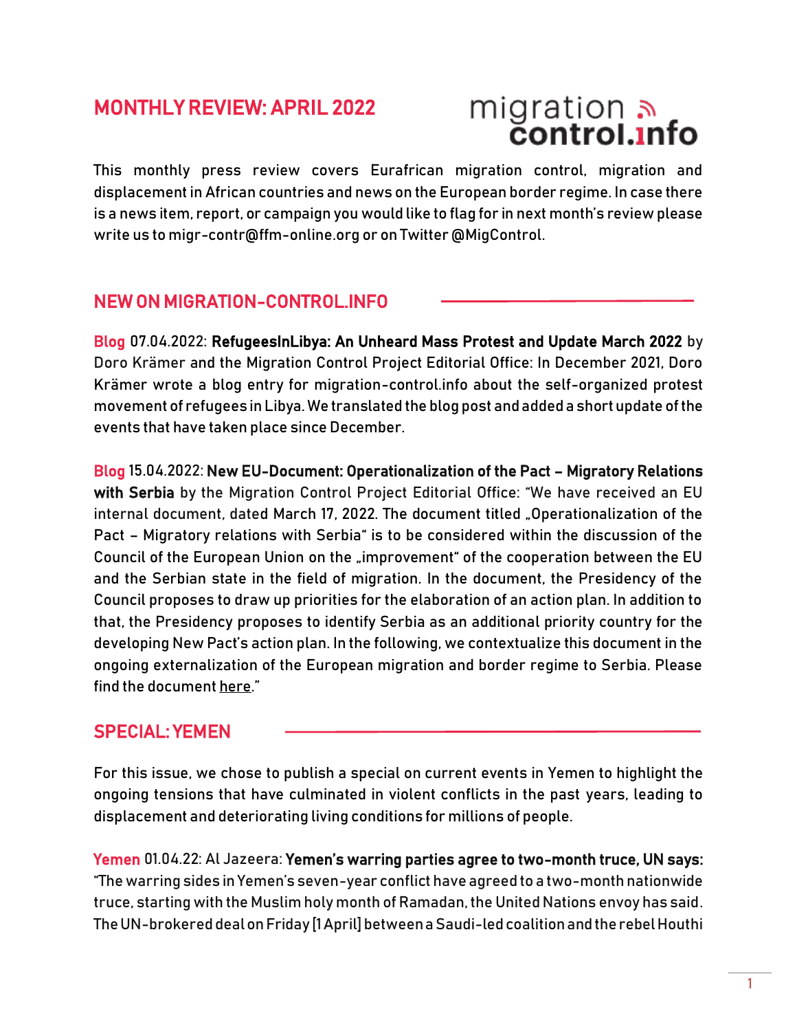# MONTHLY REVIEW: APRIL 2022

This monthly press review covers Eurafrican migration control, migration and displacement in African countries and news on the European border regime. In case there is a news item, report, or campaign you would like to flag for in next month's review please write us to migr-contr@ffm-online.org or on Twitter @MigControl.

## NEW ON MIGRATION-CONTROL.INFO

**Blog** 07.04.2022: **RefugeesInLibya: An Unheard Mass Protest and Update March 2022** by Doro Krämer and the Migration Control Project Editorial Office: In December 2021, Doro Krämer wrote a blog entry for migration-control.info about the self-organized protest movement of refugees in Libya. We translated the blog post and added a short update of the events that have taken place since December.

**Blog** 15.04.2022: **New EU-Document: Operationalization of the Pact – Migratory Relations with Serbia** by the Migration Control Project Editorial Office: "We have received an EU internal document, dated March 17, 2022. The document titled „Operationalization of the Pact – Migratory relations with Serbia" is to be considered within the discussion of the Council of the European Union on the „improvement" of the cooperation between the EU and the Serbian state in the field of migration. In the document, the Presidency of the Council proposes to draw up priorities for the elaboration of an action plan. In addition to that, the Presidency proposes to identify Serbia as an additional priority country for the developing New Pact's action plan. In the following, we contextualize this document in the ongoing externalization of the European migration and border regime to Serbia. Please find the document here."

## SPECIAL: YEMEN

For this issue, we chose to publish a special on current events in Yemen to highlight the ongoing tensions that have culminated in violent conflicts in the past years, leading to displacement and deteriorating living conditions for millions of people.

**Yemen** 01.04.22: Al Jazeera: **Yemen's warring parties agree to two-month truce, UN says:** "The warring sides in Yemen's seven-year conflict have agreed to a two-month nationwide truce, starting with the Muslim holy month of Ramadan, the United Nations envoy has said. The UN-brokered deal on Friday [1 April] between a Saudi-led coalition and the rebel Houthi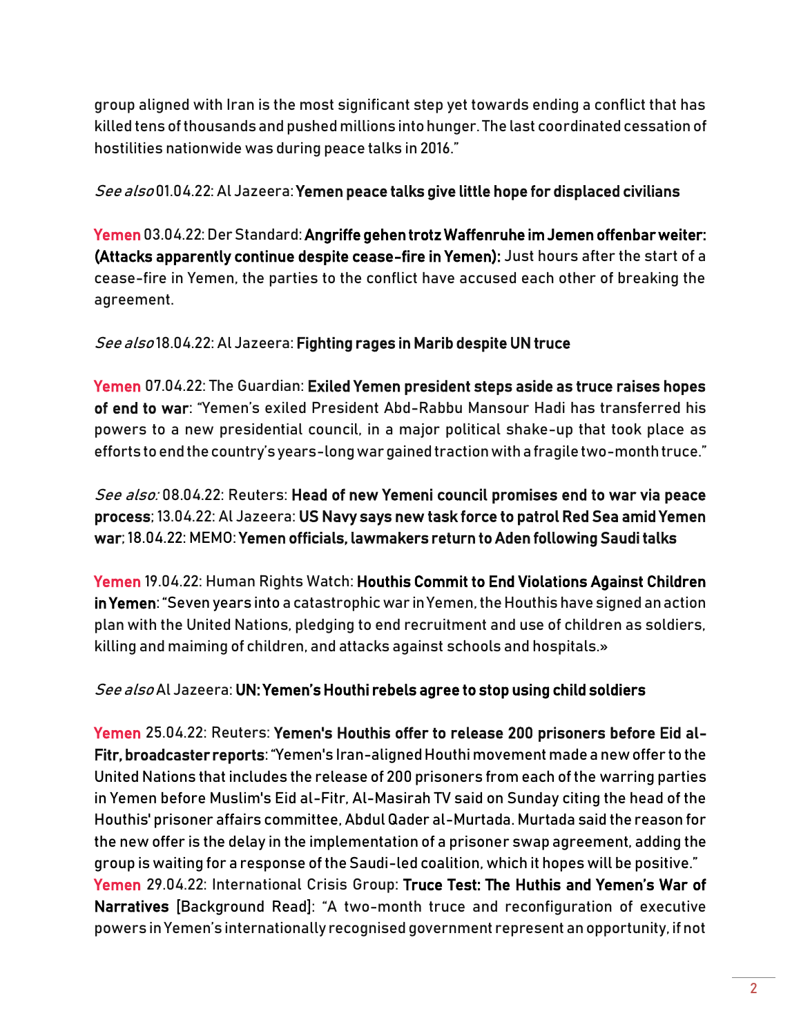group aligned with Iran is the most significant step yet towards ending a conflict that has killed tens of thousands and pushed millions into hunger. The last coordinated cessation of hostilities nationwide was during peace talks in 2016."

*See also* 01.04.22: Al Jazeera: **Yemen peace talks give little hope for displaced civilians**

Yemen 03.04.22: Der Standard: **Angriffe gehen trotz Waffenruhe im Jemen offenbar weiter: (Attacks apparently continue despite cease-fire in Yemen):** Just hours after the start of a cease-fire in Yemen, the parties to the conflict have accused each other of breaking the agreement.

*See also* 18.04.22: Al Jazeera: **Fighting rages in Marib despite UN truce**

Yemen 07.04.22: The Guardian: **Exiled Yemen president steps aside as truce raises hopes of end to war**: "Yemen's exiled President Abd-Rabbu Mansour Hadi has transferred his powers to a new presidential council, in a major political shake-up that took place as efforts to end the country's years-long war gained traction with a fragile two-month truce."

*See also:* 08.04.22: Reuters: **Head of new Yemeni council promises end to war via peace process**; 13.04.22: Al Jazeera: **US Navy says new task force to patrol Red Sea amid Yemen war**; 18.04.22: MEMO: **Yemen officials, lawmakers return to Aden following Saudi talks**

Yemen 19.04.22: Human Rights Watch: **Houthis Commit to End Violations Against Children in Yemen**: "Seven years into a catastrophic war in Yemen, the Houthis have signed an action plan with the United Nations, pledging to end recruitment and use of children as soldiers, killing and maiming of children, and attacks against schools and hospitals.»

*See also* Al Jazeera: **UN: Yemen's Houthi rebels agree to stop using child soldiers**

Yemen 25.04.22: Reuters: **Yemen's Houthis offer to release 200 prisoners before Eid al-Fitr, broadcaster reports**: "Yemen's Iran-aligned Houthi movement made a new offer to the United Nations that includes the release of 200 prisoners from each of the warring parties in Yemen before Muslim's Eid al-Fitr, Al-Masirah TV said on Sunday citing the head of the Houthis' prisoner affairs committee, Abdul Qader al-Murtada. Murtada said the reason for the new offer is the delay in the implementation of a prisoner swap agreement, adding the group is waiting for a response of the Saudi-led coalition, which it hopes will be positive."

Yemen 29.04.22: International Crisis Group: **Truce Test: The Huthis and Yemen's War of Narratives** [Background Read]: "A two-month truce and reconfiguration of executive powers in Yemen's internationally recognised government represent an opportunity, if not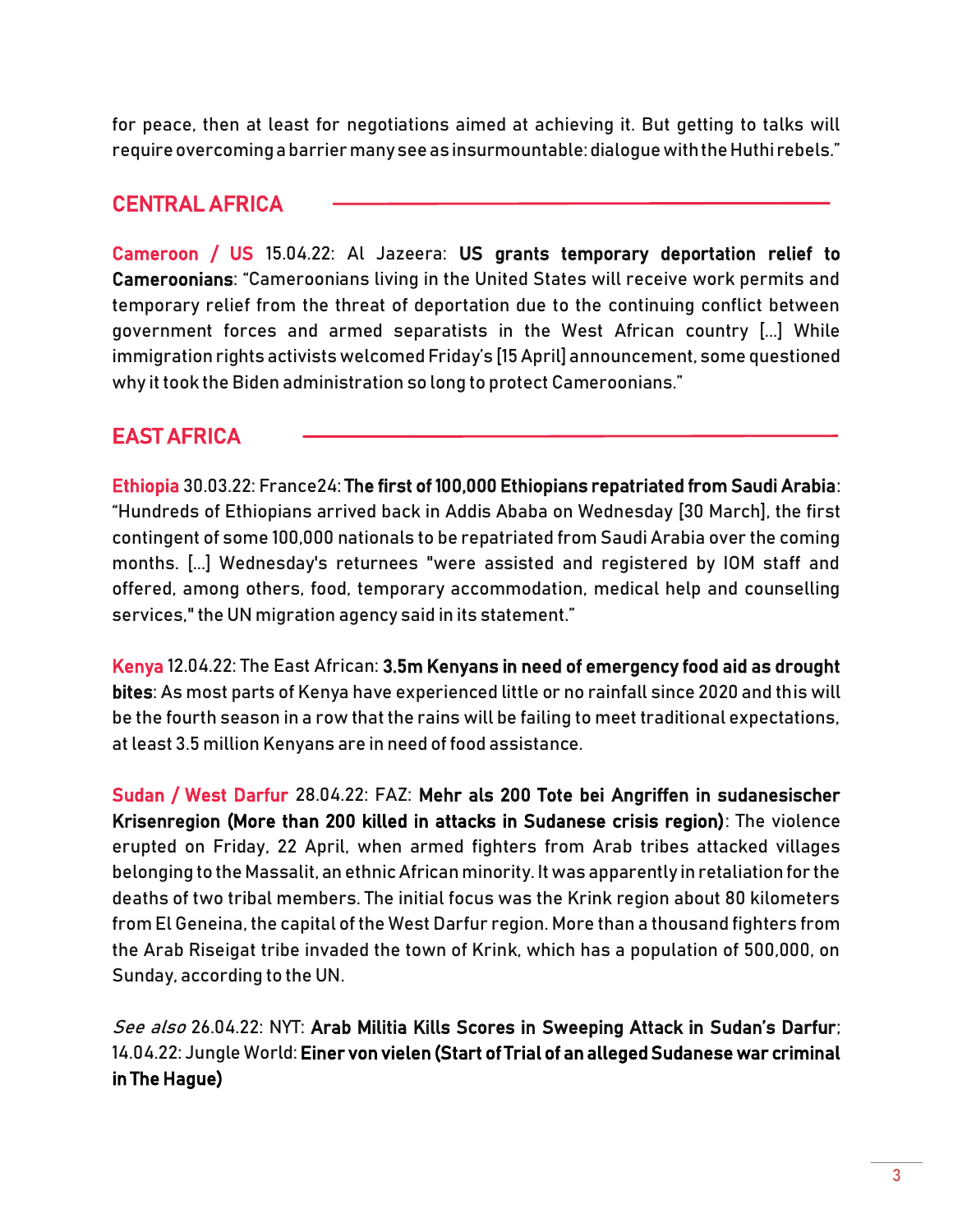for peace, then at least for negotiations aimed at achieving it. But getting to talks will require overcoming a barrier many see as insurmountable: dialogue with the Huthi rebels."

## CENTRAL AFRICA

**Cameroon / US** 15.04.22: Al Jazeera: **US grants temporary deportation relief to Cameroonians**: "Cameroonians living in the United States will receive work permits and temporary relief from the threat of deportation due to the continuing conflict between government forces and armed separatists in the West African country [...] While immigration rights activists welcomed Friday's [15 April] announcement, some questioned why it took the Biden administration so long to protect Cameroonians."

## EAST AFRICA

**Ethiopia** 30.03.22: France24: **The first of 100,000 Ethiopians repatriated from Saudi Arabia**: "Hundreds of Ethiopians arrived back in Addis Ababa on Wednesday [30 March], the first contingent of some 100,000 nationals to be repatriated from Saudi Arabia over the coming months. [...] Wednesday's returnees "were assisted and registered by IOM staff and offered, among others, food, temporary accommodation, medical help and counselling services," the UN migration agency said in its statement."

**Kenya** 12.04.22: The East African: **3.5m Kenyans in need of emergency food aid as drought bites**: As most parts of Kenya have experienced little or no rainfall since 2020 and this will be the fourth season in a row that the rains will be failing to meet traditional expectations, at least 3.5 million Kenyans are in need of food assistance.

**Sudan / West Darfur** 28.04.22: FAZ: **Mehr als 200 Tote bei Angriffen in sudanesischer Krisenregion (More than 200 killed in attacks in Sudanese crisis region)**: The violence erupted on Friday, 22 April, when armed fighters from Arab tribes attacked villages belonging to the Massalit, an ethnic African minority. It was apparently in retaliation for the deaths of two tribal members. The initial focus was the Krink region about 80 kilometers from El Geneina, the capital of the West Darfur region. More than a thousand fighters from the Arab Riseigat tribe invaded the town of Krink, which has a population of 500,000, on Sunday, according to the UN.

*See also* 26.04.22: NYT: **Arab Militia Kills Scores in Sweeping Attack in Sudan's Darfur**; 14.04.22: Jungle World: **Einer von vielen (Start of Trial of an alleged Sudanese war criminal in The Hague)**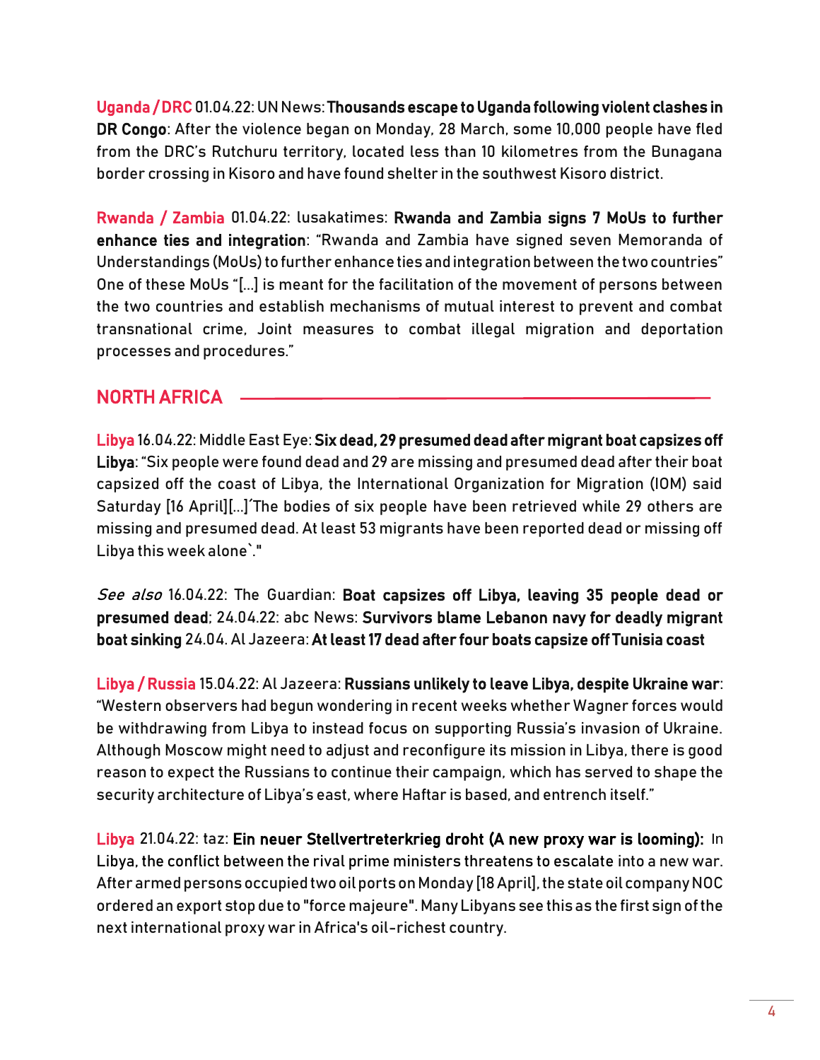**Uganda / DRC** 01.04.22: UN News: **Thousands escape to Uganda following violent clashes in DR Congo**: After the violence began on Monday, 28 March, some 10,000 people have fled from the DRC's Rutchuru territory, located less than 10 kilometres from the Bunagana border crossing in Kisoro and have found shelter in the southwest Kisoro district.

**Rwanda / Zambia** 01.04.22: lusakatimes: **Rwanda and Zambia signs 7 MoUs to further enhance ties and integration**: "Rwanda and Zambia have signed seven Memoranda of Understandings (MoUs) to further enhance ties and integration between the two countries" One of these MoUs "[...] is meant for the facilitation of the movement of persons between the two countries and establish mechanisms of mutual interest to prevent and combat transnational crime, Joint measures to combat illegal migration and deportation processes and procedures."

## NORTH AFRICA

**Libya** 16.04.22: Middle East Eye: **Six dead, 29 presumed dead after migrant boat capsizes off Libya**: "Six people were found dead and 29 are missing and presumed dead after their boat capsized off the coast of Libya, the International Organization for Migration (IOM) said Saturday [16 April][...]´The bodies of six people have been retrieved while 29 others are missing and presumed dead. At least 53 migrants have been reported dead or missing off Libya this week alone`."

*See also* 16.04.22: The Guardian: **Boat capsizes off Libya, leaving 35 people dead or presumed dead**; 24.04.22: abc News: **Survivors blame Lebanon navy for deadly migrant boat sinking** 24.04. Al Jazeera: **At least 17 dead after four boats capsize off Tunisia coast**

**Libya / Russia** 15.04.22: Al Jazeera: **Russians unlikely to leave Libya, despite Ukraine war**: "Western observers had begun wondering in recent weeks whether Wagner forces would be withdrawing from Libya to instead focus on supporting Russia's invasion of Ukraine. Although Moscow might need to adjust and reconfigure its mission in Libya, there is good reason to expect the Russians to continue their campaign, which has served to shape the security architecture of Libya's east, where Haftar is based, and entrench itself."

**Libya** 21.04.22: taz: **Ein neuer Stellvertreterkrieg droht (A new proxy war is looming):** In Libya, the conflict between the rival prime ministers threatens to escalate into a new war. After armed persons occupied two oil ports on Monday [18 April], the state oil company NOC ordered an export stop due to "force majeure". Many Libyans see this as the first sign of the next international proxy war in Africa's oil-richest country.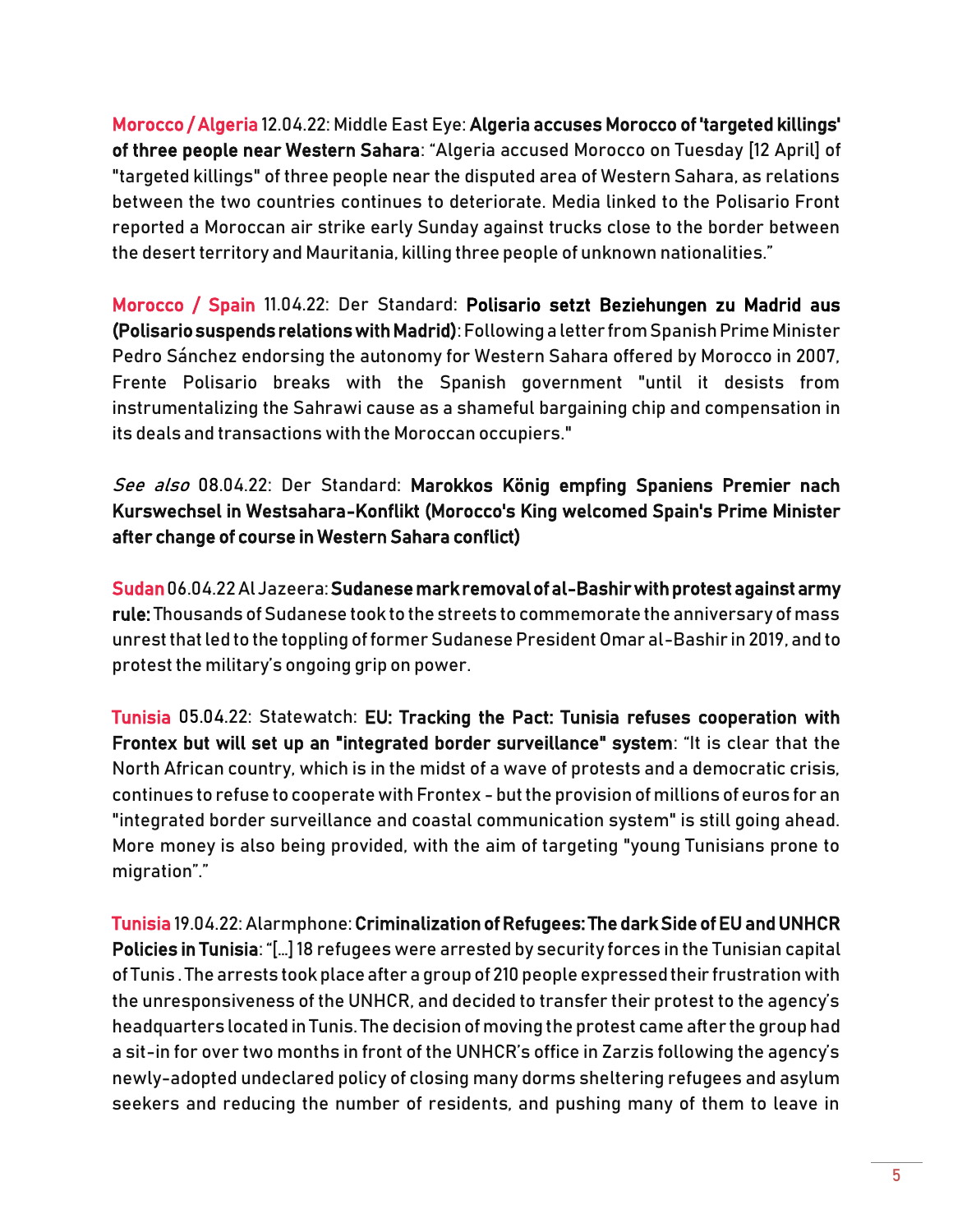**Morocco / Algeria** 12.04.22: Middle East Eye: **Algeria accuses Morocco of 'targeted killings' of three people near Western Sahara**: "Algeria accused Morocco on Tuesday [12 April] of "targeted killings" of three people near the disputed area of Western Sahara, as relations between the two countries continues to deteriorate. Media linked to the Polisario Front reported a Moroccan air strike early Sunday against trucks close to the border between the desert territory and Mauritania, killing three people of unknown nationalities."

**Morocco / Spain** 11.04.22: Der Standard: **Polisario setzt Beziehungen zu Madrid aus (Polisario suspends relations with Madrid)**: Following a letter from Spanish Prime Minister Pedro Sánchez endorsing the autonomy for Western Sahara offered by Morocco in 2007, Frente Polisario breaks with the Spanish government "until it desists from instrumentalizing the Sahrawi cause as a shameful bargaining chip and compensation in its deals and transactions with the Moroccan occupiers."

*See also* 08.04.22: Der Standard: **Marokkos König empfing Spaniens Premier nach Kurswechsel in Westsahara-Konflikt (Morocco's King welcomed Spain's Prime Minister after change of course in Western Sahara conflict)**

**Sudan** 06.04.22 Al Jazeera: **Sudanese mark removal of al-Bashir with protest against army rule:** Thousands of Sudanese took to the streets to commemorate the anniversary of mass unrest that led to the toppling of former Sudanese President Omar al-Bashir in 2019, and to protest the military's ongoing grip on power.

**Tunisia** 05.04.22: Statewatch: **EU: Tracking the Pact: Tunisia refuses cooperation with Frontex but will set up an "integrated border surveillance" system**: "It is clear that the North African country, which is in the midst of a wave of protests and a democratic crisis, continues to refuse to cooperate with Frontex - but the provision of millions of euros for an "integrated border surveillance and coastal communication system" is still going ahead. More money is also being provided, with the aim of targeting "young Tunisians prone to migration"."

**Tunisia** 19.04.22: Alarmphone: **Criminalization of Refugees: The dark Side of EU and UNHCR Policies in Tunisia**: "[…] 18 refugees were arrested by security forces in the Tunisian capital of Tunis . The arrests took place after a group of 210 people expressed their frustration with the unresponsiveness of the UNHCR, and decided to transfer their protest to the agency's headquarters located in Tunis. The decision of moving the protest came after the group had a sit-in for over two months in front of the UNHCR's office in Zarzis following the agency's newly-adopted undeclared policy of closing many dorms sheltering refugees and asylum seekers and reducing the number of residents, and pushing many of them to leave in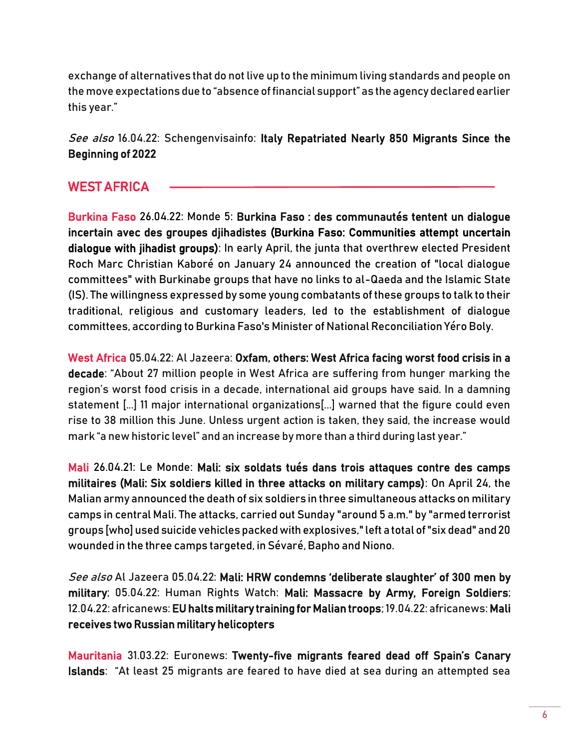exchange of alternatives that do not live up to the minimum living standards and people on the move expectations due to "absence of financial support" as the agency declared earlier this year."

*See also* 16.04.22: Schengenvisainfo: **Italy Repatriated Nearly 850 Migrants Since the Beginning of 2022**

## WEST AFRICA

**Burkina Faso** 26.04.22: Monde 5: **Burkina Faso : des communautés tentent un dialogue incertain avec des groupes djihadistes (Burkina Faso: Communities attempt uncertain dialogue with jihadist groups)**: In early April, the junta that overthrew elected President Roch Marc Christian Kaboré on January 24 announced the creation of "local dialogue committees" with Burkinabe groups that have no links to al-Qaeda and the Islamic State (IS). The willingness expressed by some young combatants of these groups to talk to their traditional, religious and customary leaders, led to the establishment of dialogue committees, according to Burkina Faso's Minister of National Reconciliation Yéro Boly.

**West Africa** 05.04.22: Al Jazeera: **Oxfam, others: West Africa facing worst food crisis in a decade**: "About 27 million people in West Africa are suffering from hunger marking the region's worst food crisis in a decade, international aid groups have said. In a damning statement [...] 11 major international organizations[...] warned that the figure could even rise to 38 million this June. Unless urgent action is taken, they said, the increase would mark "a new historic level" and an increase by more than a third during last year."

**Mali** 26.04.21: Le Monde: **Mali: six soldats tués dans trois attaques contre des camps militaires (Mali: Six soldiers killed in three attacks on military camps)**: On April 24, the Malian army announced the death of six soldiers in three simultaneous attacks on military camps in central Mali. The attacks, carried out Sunday "around 5 a.m." by "armed terrorist groups [who] used suicide vehicles packed with explosives," left a total of "six dead" and 20 wounded in the three camps targeted, in Sévaré, Bapho and Niono.

*See also* Al Jazeera 05.04.22: **Mali: HRW condemns 'deliberate slaughter' of 300 men by military**; 05.04.22: Human Rights Watch: **Mali: Massacre by Army, Foreign Soldiers**; 12.04.22: africanews: **EU halts military training for Malian troops**; 19.04.22: africanews: **Mali receives two Russian military helicopters**

**Mauritania** 31.03.22: Euronews: **Twenty-five migrants feared dead off Spain's Canary Islands**: "At least 25 migrants are feared to have died at sea during an attempted sea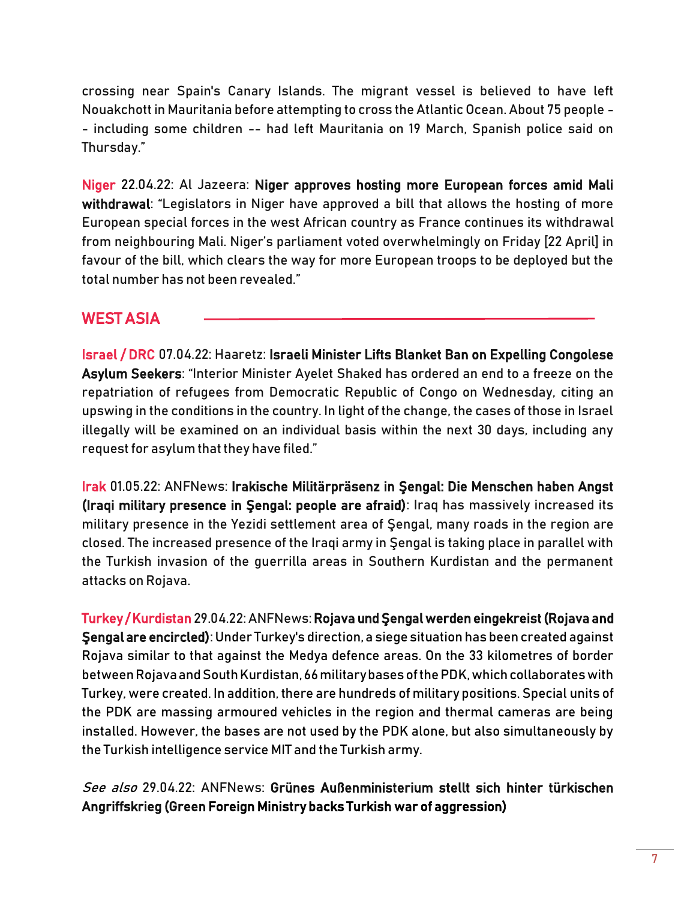crossing near Spain's Canary Islands. The migrant vessel is believed to have left Nouakchott in Mauritania before attempting to cross the Atlantic Ocean. About 75 people -- including some children -- had left Mauritania on 19 March, Spanish police said on Thursday."

Niger 22.04.22: Al Jazeera: **Niger approves hosting more European forces amid Mali withdrawal**: "Legislators in Niger have approved a bill that allows the hosting of more European special forces in the west African country as France continues its withdrawal from neighbouring Mali. Niger's parliament voted overwhelmingly on Friday [22 April] in favour of the bill, which clears the way for more European troops to be deployed but the total number has not been revealed."

## WEST ASIA

Israel / DRC 07.04.22: Haaretz: **Israeli Minister Lifts Blanket Ban on Expelling Congolese Asylum Seekers**: "Interior Minister Ayelet Shaked has ordered an end to a freeze on the repatriation of refugees from Democratic Republic of Congo on Wednesday, citing an upswing in the conditions in the country. In light of the change, the cases of those in Israel illegally will be examined on an individual basis within the next 30 days, including any request for asylum that they have filed."

Irak 01.05.22: ANFNews: **Irakische Militärpräsenz in Şengal: Die Menschen haben Angst (Iraqi military presence in Şengal: people are afraid)**: Iraq has massively increased its military presence in the Yezidi settlement area of Şengal, many roads in the region are closed. The increased presence of the Iraqi army in Şengal is taking place in parallel with the Turkish invasion of the guerrilla areas in Southern Kurdistan and the permanent attacks on Rojava.

Turkey / Kurdistan 29.04.22: ANFNews: **Rojava und Şengal werden eingekreist (Rojava and Şengal are encircled)**: Under Turkey's direction, a siege situation has been created against Rojava similar to that against the Medya defence areas. On the 33 kilometres of border between Rojava and South Kurdistan, 66 military bases of the PDK, which collaborates with Turkey, were created. In addition, there are hundreds of military positions. Special units of the PDK are massing armoured vehicles in the region and thermal cameras are being installed. However, the bases are not used by the PDK alone, but also simultaneously by the Turkish intelligence service MIT and the Turkish army.

*See also* 29.04.22: ANFNews: **Grünes Außenministerium stellt sich hinter türkischen Angriffskrieg (Green Foreign Ministry backs Turkish war of aggression)**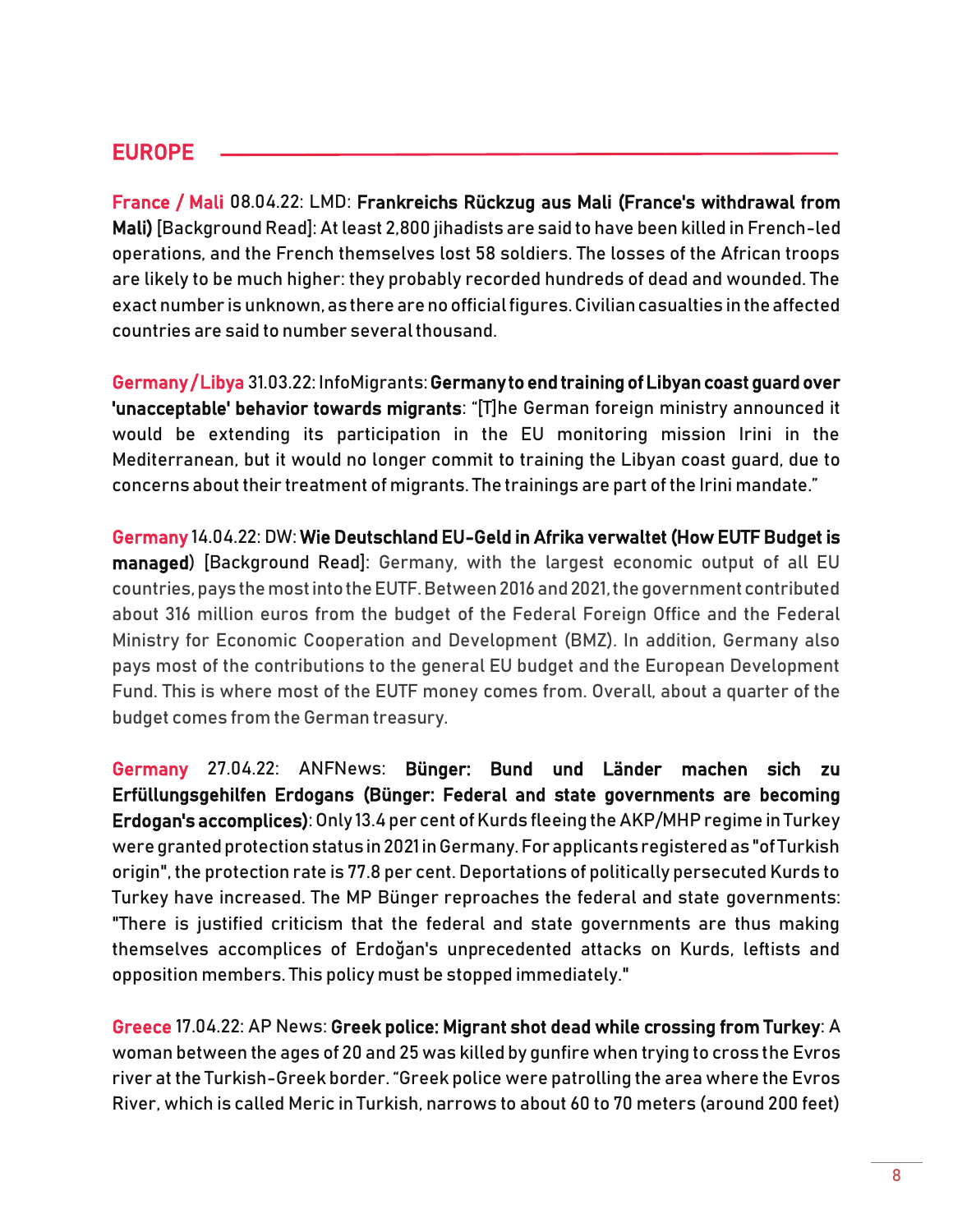## EUROPE

**France / Mali** 08.04.22: LMD: **Frankreichs Rückzug aus Mali (France's withdrawal from Mali)** [Background Read]: At least 2,800 jihadists are said to have been killed in French-led operations, and the French themselves lost 58 soldiers. The losses of the African troops are likely to be much higher: they probably recorded hundreds of dead and wounded. The exact number is unknown, as there are no official figures. Civilian casualties in the affected countries are said to number several thousand.

**Germany / Libya** 31.03.22: InfoMigrants: **Germany to end training of Libyan coast guard over 'unacceptable' behavior towards migrants**: "[T]he German foreign ministry announced it would be extending its participation in the EU monitoring mission Irini in the Mediterranean, but it would no longer commit to training the Libyan coast guard, due to concerns about their treatment of migrants. The trainings are part of the Irini mandate."

**Germany** 14.04.22: DW: **Wie Deutschland EU-Geld in Afrika verwaltet (How EUTF Budget is managed)** [Background Read]: Germany, with the largest economic output of all EU countries, pays the most into the EUTF. Between 2016 and 2021, the government contributed about 316 million euros from the budget of the Federal Foreign Office and the Federal Ministry for Economic Cooperation and Development (BMZ). In addition, Germany also pays most of the contributions to the general EU budget and the European Development Fund. This is where most of the EUTF money comes from. Overall, about a quarter of the budget comes from the German treasury.

**Germany** 27.04.22: ANFNews: **Bünger: Bund und Länder machen sich zu Erfüllungsgehilfen Erdogans (Bünger: Federal and state governments are becoming Erdogan's accomplices)**: Only 13.4 per cent of Kurds fleeing the AKP/MHP regime in Turkey were granted protection status in 2021 in Germany. For applicants registered as "of Turkish origin", the protection rate is 77.8 per cent. Deportations of politically persecuted Kurds to Turkey have increased. The MP Bünger reproaches the federal and state governments: "There is justified criticism that the federal and state governments are thus making themselves accomplices of Erdoğan's unprecedented attacks on Kurds, leftists and opposition members. This policy must be stopped immediately."

**Greece** 17.04.22: AP News: **Greek police: Migrant shot dead while crossing from Turkey**: A woman between the ages of 20 and 25 was killed by gunfire when trying to cross the Evros river at the Turkish-Greek border. "Greek police were patrolling the area where the Evros River, which is called Meric in Turkish, narrows to about 60 to 70 meters (around 200 feet)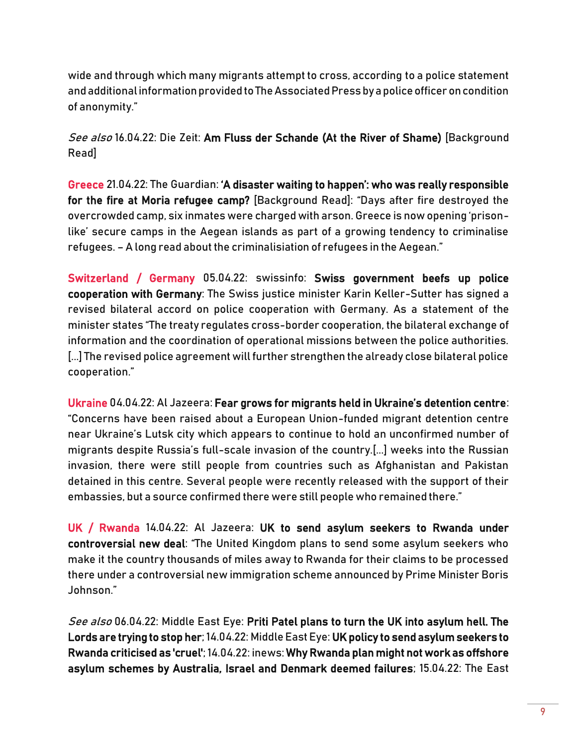wide and through which many migrants attempt to cross, according to a police statement and additional information provided to The Associated Press by a police officer on condition of anonymity."

*See also* 16.04.22: Die Zeit: **Am Fluss der Schande (At the River of Shame)** [Background Read]

**Greece** 21.04.22: The Guardian: **'A disaster waiting to happen': who was really responsible for the fire at Moria refugee camp?** [Background Read]: "Days after fire destroyed the overcrowded camp, six inmates were charged with arson. Greece is now opening 'prison-like' secure camps in the Aegean islands as part of a growing tendency to criminalise refugees. – A long read about the criminalisiation of refugees in the Aegean."

**Switzerland / Germany** 05.04.22: swissinfo: **Swiss government beefs up police cooperation with Germany**: The Swiss justice minister Karin Keller-Sutter has signed a revised bilateral accord on police cooperation with Germany. As a statement of the minister states "The treaty regulates cross-border cooperation, the bilateral exchange of information and the coordination of operational missions between the police authorities. [...] The revised police agreement will further strengthen the already close bilateral police cooperation."

**Ukraine** 04.04.22: Al Jazeera: **Fear grows for migrants held in Ukraine's detention centre**: "Concerns have been raised about a European Union-funded migrant detention centre near Ukraine's Lutsk city which appears to continue to hold an unconfirmed number of migrants despite Russia's full-scale invasion of the country.[...] weeks into the Russian invasion, there were still people from countries such as Afghanistan and Pakistan detained in this centre. Several people were recently released with the support of their embassies, but a source confirmed there were still people who remained there."

**UK / Rwanda** 14.04.22: Al Jazeera: **UK to send asylum seekers to Rwanda under controversial new deal**: "The United Kingdom plans to send some asylum seekers who make it the country thousands of miles away to Rwanda for their claims to be processed there under a controversial new immigration scheme announced by Prime Minister Boris Johnson."

*See also* 06.04.22: Middle East Eye: **Priti Patel plans to turn the UK into asylum hell. The Lords are trying to stop her**; 14.04.22: Middle East Eye: **UK policy to send asylum seekers to Rwanda criticised as 'cruel'**; 14.04.22: inews: **Why Rwanda plan might not work as offshore asylum schemes by Australia, Israel and Denmark deemed failures**; 15.04.22: The East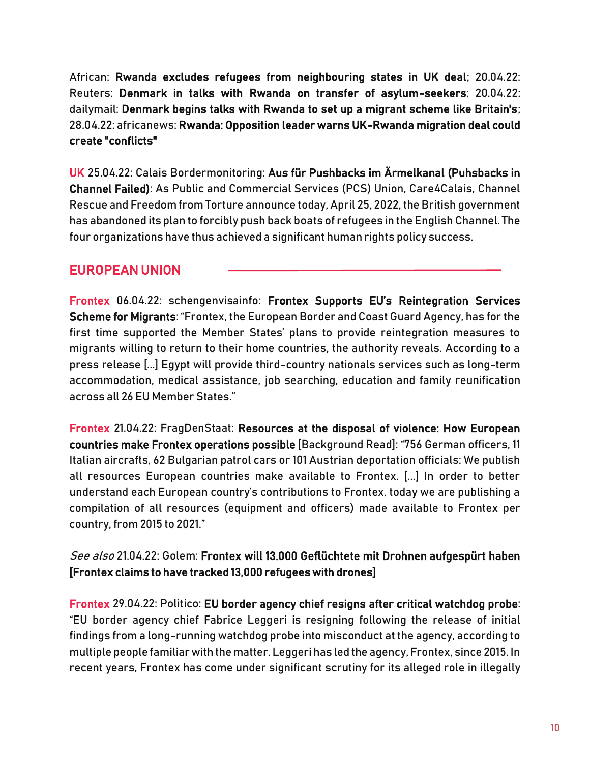African: **Rwanda excludes refugees from neighbouring states in UK deal**; 20.04.22: Reuters: **Denmark in talks with Rwanda on transfer of asylum-seekers**; 20.04.22: dailymail: **Denmark begins talks with Rwanda to set up a migrant scheme like Britain's**; 28.04.22: africanews: **Rwanda: Opposition leader warns UK-Rwanda migration deal could create "conflicts"**

**UK** 25.04.22: Calais Bordermonitoring: **Aus für Pushbacks im Ärmelkanal (Puhsbacks in Channel Failed)**: As Public and Commercial Services (PCS) Union, Care4Calais, Channel Rescue and Freedom from Torture announce today, April 25, 2022, the British government has abandoned its plan to forcibly push back boats of refugees in the English Channel. The four organizations have thus achieved a significant human rights policy success.

## EUROPEAN UNION

**Frontex** 06.04.22: schengenvisainfo: **Frontex Supports EU's Reintegration Services Scheme for Migrants**: "Frontex, the European Border and Coast Guard Agency, has for the first time supported the Member States' plans to provide reintegration measures to migrants willing to return to their home countries, the authority reveals. According to a press release […] Egypt will provide third-country nationals services such as long-term accommodation, medical assistance, job searching, education and family reunification across all 26 EU Member States."

**Frontex** 21.04.22: FragDenStaat: **Resources at the disposal of violence: How European countries make Frontex operations possible** [Background Read]: "756 German officers, 11 Italian aircrafts, 62 Bulgarian patrol cars or 101 Austrian deportation officials: We publish all resources European countries make available to Frontex. […] In order to better understand each European country's contributions to Frontex, today we are publishing a compilation of all resources (equipment and officers) made available to Frontex per country, from 2015 to 2021."

*See also* 21.04.22: Golem: **Frontex will 13.000 Geflüchtete mit Drohnen aufgespürt haben [Frontex claims to have tracked 13,000 refugees with drones]**

**Frontex** 29.04.22: Politico: **EU border agency chief resigns after critical watchdog probe**: "EU border agency chief Fabrice Leggeri is resigning following the release of initial findings from a long-running watchdog probe into misconduct at the agency, according to multiple people familiar with the matter. Leggeri has led the agency, Frontex, since 2015. In recent years, Frontex has come under significant scrutiny for its alleged role in illegally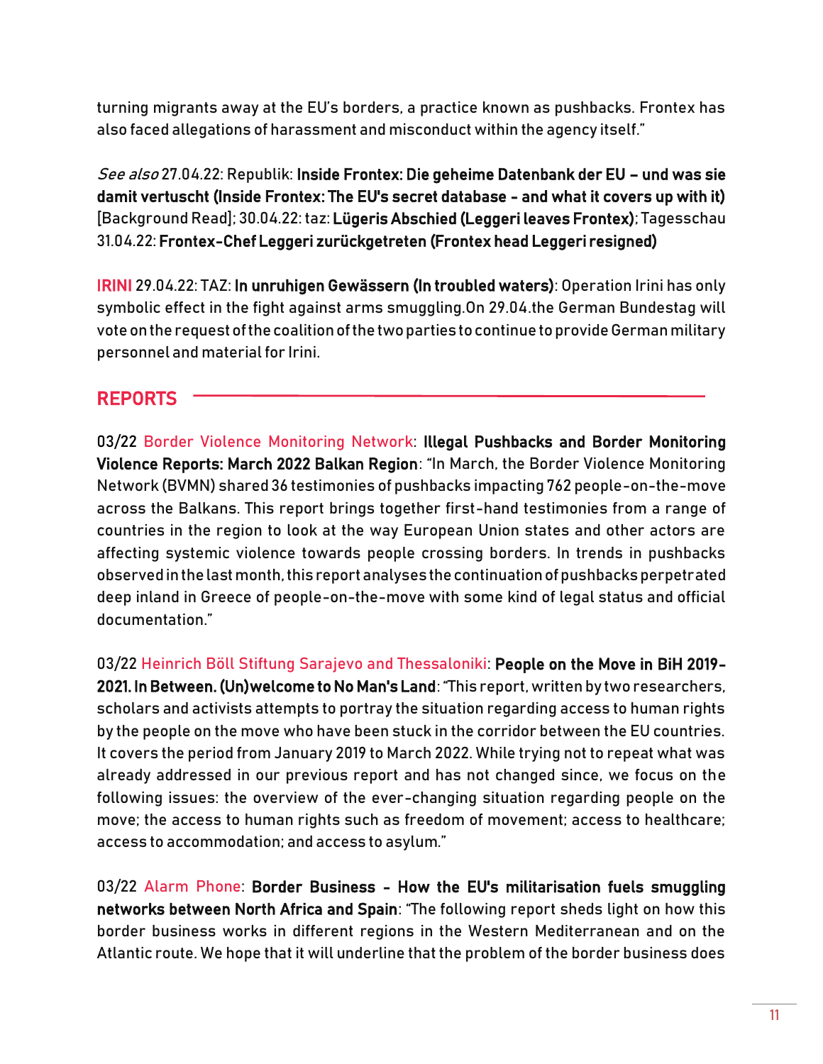turning migrants away at the EU's borders, a practice known as pushbacks. Frontex has also faced allegations of harassment and misconduct within the agency itself."

*See also* 27.04.22: Republik: **Inside Frontex: Die geheime Datenbank der EU – und was sie damit vertuscht (Inside Frontex: The EU's secret database - and what it covers up with it)** [Background Read]; 30.04.22: taz: **Lügeris Abschied (Leggeri leaves Frontex)**; Tagesschau 31.04.22: **Frontex-Chef Leggeri zurückgetreten (Frontex head Leggeri resigned)**

IRINI 29.04.22: TAZ: **In unruhigen Gewässern (In troubled waters)**: Operation Irini has only symbolic effect in the fight against arms smuggling.On 29.04.the German Bundestag will vote on the request of the coalition of the two parties to continue to provide German military personnel and material for Irini.

## REPORTS

03/22 Border Violence Monitoring Network: **Illegal Pushbacks and Border Monitoring Violence Reports: March 2022 Balkan Region**: "In March, the Border Violence Monitoring Network (BVMN) shared 36 testimonies of pushbacks impacting 762 people-on-the-move across the Balkans. This report brings together first-hand testimonies from a range of countries in the region to look at the way European Union states and other actors are affecting systemic violence towards people crossing borders. In trends in pushbacks observed in the last month, this report analyses the continuation of pushbacks perpetrated deep inland in Greece of people-on-the-move with some kind of legal status and official documentation."

03/22 Heinrich Böll Stiftung Sarajevo and Thessaloniki: **People on the Move in BiH 2019-2021. In Between. (Un)welcome to No Man's Land**: "This report, written by two researchers, scholars and activists attempts to portray the situation regarding access to human rights by the people on the move who have been stuck in the corridor between the EU countries. It covers the period from January 2019 to March 2022. While trying not to repeat what was already addressed in our previous report and has not changed since, we focus on the following issues: the overview of the ever-changing situation regarding people on the move; the access to human rights such as freedom of movement; access to healthcare; access to accommodation; and access to asylum."

03/22 Alarm Phone: **Border Business - How the EU's militarisation fuels smuggling networks between North Africa and Spain**: "The following report sheds light on how this border business works in different regions in the Western Mediterranean and on the Atlantic route. We hope that it will underline that the problem of the border business does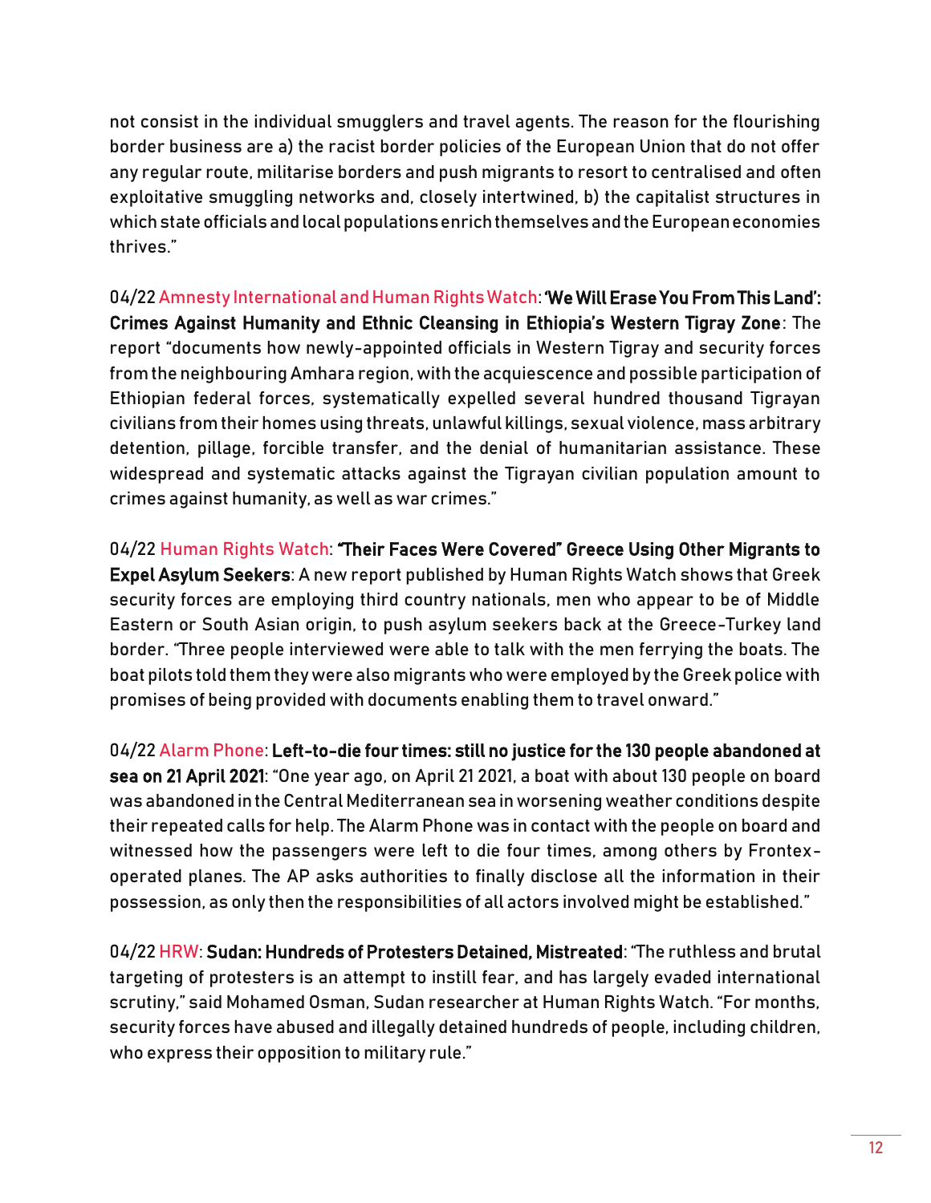not consist in the individual smugglers and travel agents. The reason for the flourishing border business are a) the racist border policies of the European Union that do not offer any regular route, militarise borders and push migrants to resort to centralised and often exploitative smuggling networks and, closely intertwined, b) the capitalist structures in which state officials and local populations enrich themselves and the European economies thrives."

04/22 Amnesty International and Human Rights Watch: **'We Will Erase You From This Land': Crimes Against Humanity and Ethnic Cleansing in Ethiopia's Western Tigray Zone**: The report "documents how newly-appointed officials in Western Tigray and security forces from the neighbouring Amhara region, with the acquiescence and possible participation of Ethiopian federal forces, systematically expelled several hundred thousand Tigrayan civilians from their homes using threats, unlawful killings, sexual violence, mass arbitrary detention, pillage, forcible transfer, and the denial of humanitarian assistance. These widespread and systematic attacks against the Tigrayan civilian population amount to crimes against humanity, as well as war crimes."

04/22 Human Rights Watch: **"Their Faces Were Covered" Greece Using Other Migrants to Expel Asylum Seekers**: A new report published by Human Rights Watch shows that Greek security forces are employing third country nationals, men who appear to be of Middle Eastern or South Asian origin, to push asylum seekers back at the Greece-Turkey land border. "Three people interviewed were able to talk with the men ferrying the boats. The boat pilots told them they were also migrants who were employed by the Greek police with promises of being provided with documents enabling them to travel onward."

04/22 Alarm Phone: **Left-to-die four times: still no justice for the 130 people abandoned at sea on 21 April 2021**: "One year ago, on April 21 2021, a boat with about 130 people on board was abandoned in the Central Mediterranean sea in worsening weather conditions despite their repeated calls for help. The Alarm Phone was in contact with the people on board and witnessed how the passengers were left to die four times, among others by Frontex-operated planes. The AP asks authorities to finally disclose all the information in their possession, as only then the responsibilities of all actors involved might be established."

04/22 HRW: **Sudan: Hundreds of Protesters Detained, Mistreated**: "The ruthless and brutal targeting of protesters is an attempt to instill fear, and has largely evaded international scrutiny," said Mohamed Osman, Sudan researcher at Human Rights Watch. "For months, security forces have abused and illegally detained hundreds of people, including children, who express their opposition to military rule."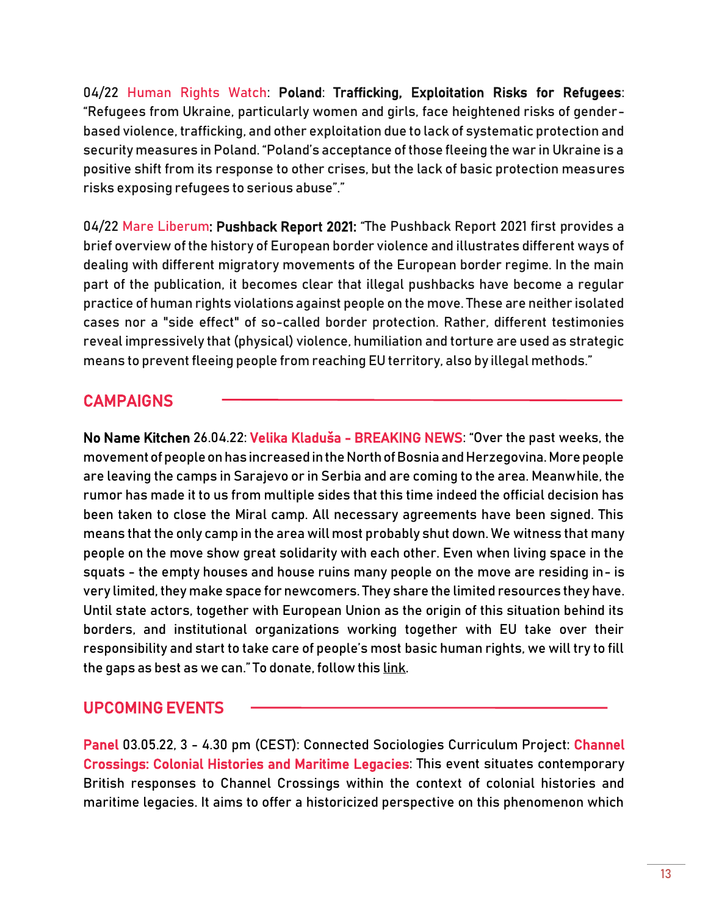04/22 Human Rights Watch: **Poland**: **Trafficking, Exploitation Risks for Refugees**: "Refugees from Ukraine, particularly women and girls, face heightened risks of gender-based violence, trafficking, and other exploitation due to lack of systematic protection and security measures in Poland. "Poland's acceptance of those fleeing the war in Ukraine is a positive shift from its response to other crises, but the lack of basic protection measures risks exposing refugees to serious abuse"."

04/22 Mare Liberum: **Pushback Report 2021:** "The Pushback Report 2021 first provides a brief overview of the history of European border violence and illustrates different ways of dealing with different migratory movements of the European border regime. In the main part of the publication, it becomes clear that illegal pushbacks have become a regular practice of human rights violations against people on the move. These are neither isolated cases nor a "side effect" of so-called border protection. Rather, different testimonies reveal impressively that (physical) violence, humiliation and torture are used as strategic means to prevent fleeing people from reaching EU territory, also by illegal methods."

## CAMPAIGNS

**No Name Kitchen** 26.04.22: **Velika Kladuša - BREAKING NEWS**: "Over the past weeks, the movement of people on has increased in the North of Bosnia and Herzegovina. More people are leaving the camps in Sarajevo or in Serbia and are coming to the area. Meanwhile, the rumor has made it to us from multiple sides that this time indeed the official decision has been taken to close the Miral camp. All necessary agreements have been signed. This means that the only camp in the area will most probably shut down. We witness that many people on the move show great solidarity with each other. Even when living space in the squats - the empty houses and house ruins many people on the move are residing in - is very limited, they make space for newcomers. They share the limited resources they have. Until state actors, together with European Union as the origin of this situation behind its borders, and institutional organizations working together with EU take over their responsibility and start to take care of people's most basic human rights, we will try to fill the gaps as best as we can." To donate, follow this link.

## UPCOMING EVENTS

**Panel** 03.05.22, 3 - 4.30 pm (CEST): Connected Sociologies Curriculum Project: **Channel Crossings: Colonial Histories and Maritime Legacies**: This event situates contemporary British responses to Channel Crossings within the context of colonial histories and maritime legacies. It aims to offer a historicized perspective on this phenomenon which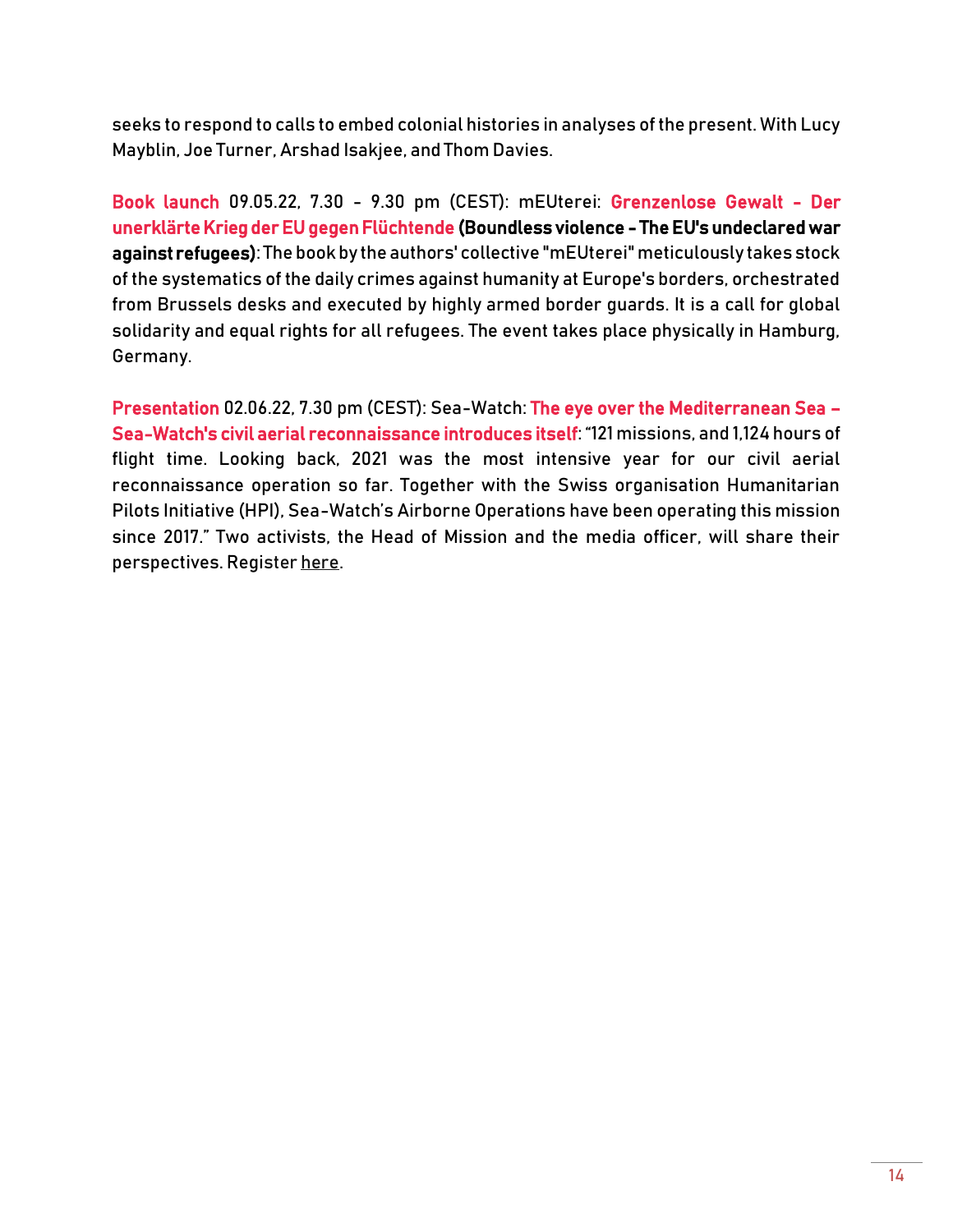seeks to respond to calls to embed colonial histories in analyses of the present. With Lucy Mayblin, Joe Turner, Arshad Isakjee, and Thom Davies.

**Book launch** 09.05.22, 7.30 - 9.30 pm (CEST): mEUterei: **Grenzenlose Gewalt - Der unerklärte Krieg der EU gegen Flüchtende** **(Boundless violence - The EU's undeclared war against refugees)**: The book by the authors' collective "mEUterei" meticulously takes stock of the systematics of the daily crimes against humanity at Europe's borders, orchestrated from Brussels desks and executed by highly armed border guards. It is a call for global solidarity and equal rights for all refugees. The event takes place physically in Hamburg, Germany.

**Presentation** 02.06.22, 7.30 pm (CEST): Sea-Watch: **The eye over the Mediterranean Sea – Sea-Watch's civil aerial reconnaissance introduces itself**: "121 missions, and 1,124 hours of flight time. Looking back, 2021 was the most intensive year for our civil aerial reconnaissance operation so far. Together with the Swiss organisation Humanitarian Pilots Initiative (HPI), Sea-Watch's Airborne Operations have been operating this mission since 2017." Two activists, the Head of Mission and the media officer, will share their perspectives. Register here.